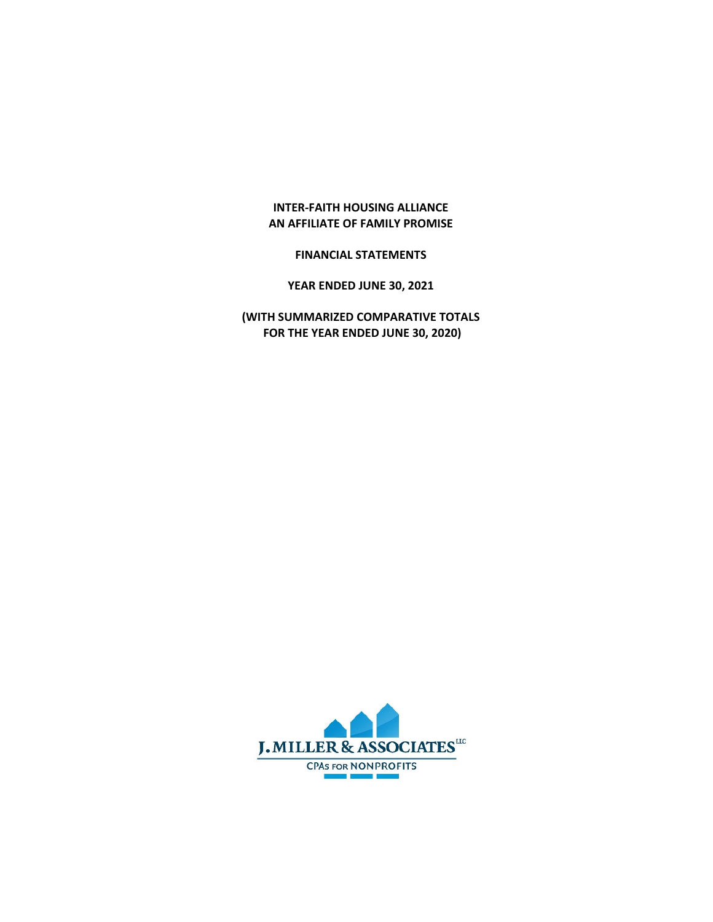**INTER-FAITH HOUSING ALLIANCE**
**AN AFFILIATE OF FAMILY PROMISE**

**FINANCIAL STATEMENTS**

**YEAR ENDED JUNE 30, 2021**

**(WITH SUMMARIZED COMPARATIVE TOTALS FOR THE YEAR ENDED JUNE 30, 2020)**

J. MILLER & ASSOCIATES LLC
CPAs FOR NONPROFITS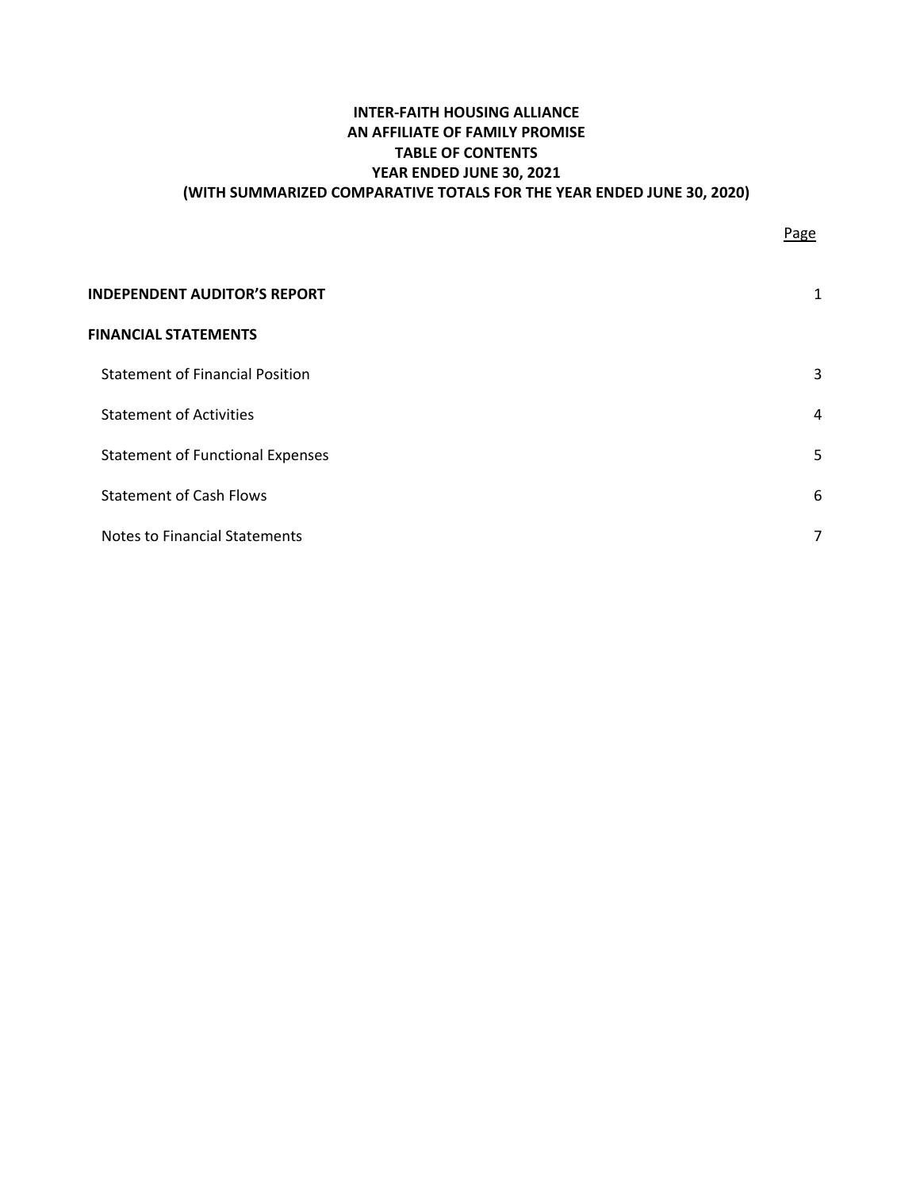**INTER-FAITH HOUSING ALLIANCE**
**AN AFFILIATE OF FAMILY PROMISE**
**TABLE OF CONTENTS**
**YEAR ENDED JUNE 30, 2021**
**(WITH SUMMARIZED COMPARATIVE TOTALS FOR THE YEAR ENDED JUNE 30, 2020)**

| | Page |
|---|---|
| **INDEPENDENT AUDITOR'S REPORT** | 1 |
| **FINANCIAL STATEMENTS** | |
| Statement of Financial Position | 3 |
| Statement of Activities | 4 |
| Statement of Functional Expenses | 5 |
| Statement of Cash Flows | 6 |
| Notes to Financial Statements | 7 |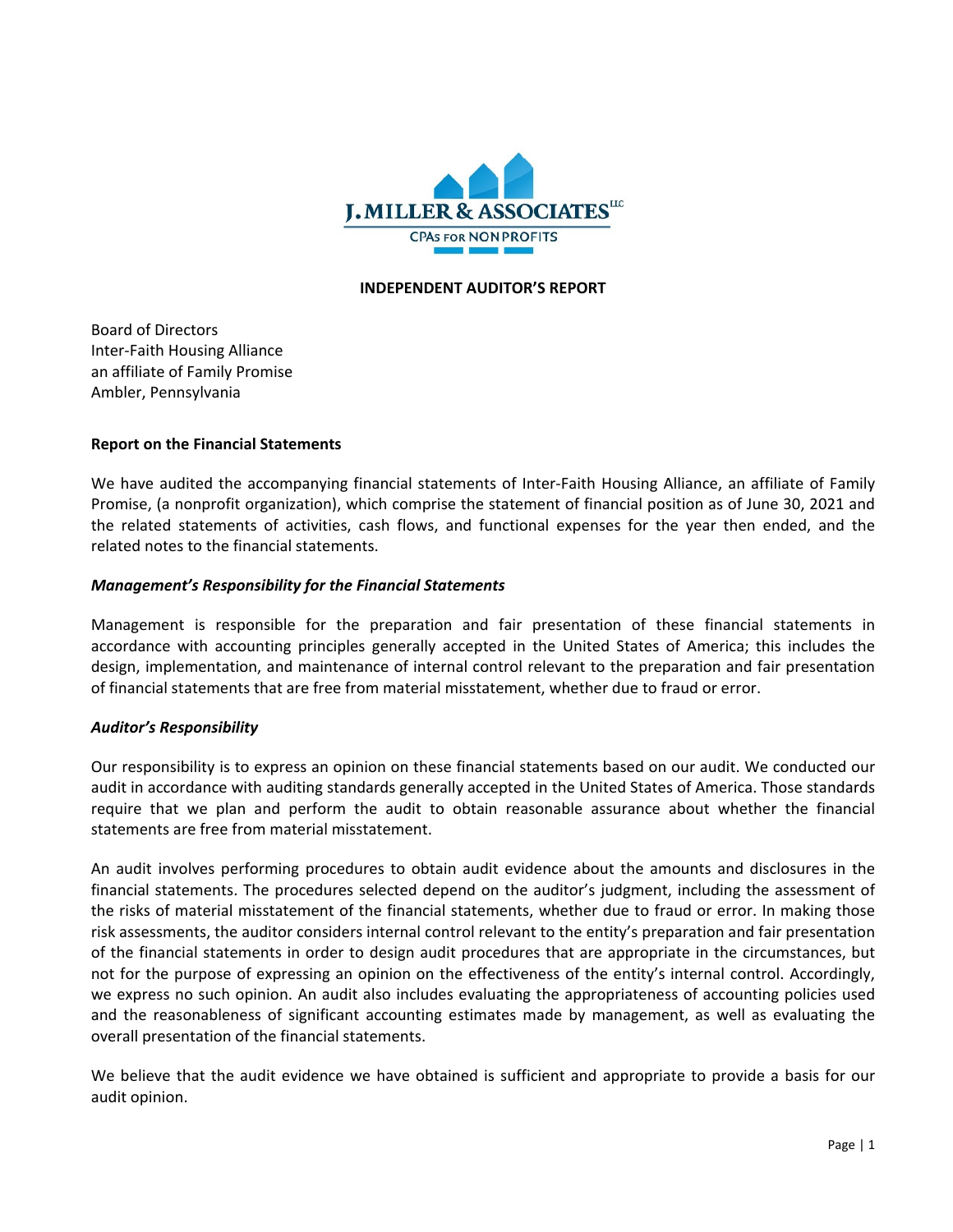J. MILLER & ASSOCIATES LLC

CPAs FOR NONPROFITS

# INDEPENDENT AUDITOR'S REPORT

Board of Directors
Inter-Faith Housing Alliance
an affiliate of Family Promise
Ambler, Pennsylvania

## Report on the Financial Statements

We have audited the accompanying financial statements of Inter-Faith Housing Alliance, an affiliate of Family Promise, (a nonprofit organization), which comprise the statement of financial position as of June 30, 2021 and the related statements of activities, cash flows, and functional expenses for the year then ended, and the related notes to the financial statements.

### *Management's Responsibility for the Financial Statements*

Management is responsible for the preparation and fair presentation of these financial statements in accordance with accounting principles generally accepted in the United States of America; this includes the design, implementation, and maintenance of internal control relevant to the preparation and fair presentation of financial statements that are free from material misstatement, whether due to fraud or error.

### *Auditor's Responsibility*

Our responsibility is to express an opinion on these financial statements based on our audit. We conducted our audit in accordance with auditing standards generally accepted in the United States of America. Those standards require that we plan and perform the audit to obtain reasonable assurance about whether the financial statements are free from material misstatement.

An audit involves performing procedures to obtain audit evidence about the amounts and disclosures in the financial statements. The procedures selected depend on the auditor's judgment, including the assessment of the risks of material misstatement of the financial statements, whether due to fraud or error. In making those risk assessments, the auditor considers internal control relevant to the entity's preparation and fair presentation of the financial statements in order to design audit procedures that are appropriate in the circumstances, but not for the purpose of expressing an opinion on the effectiveness of the entity's internal control. Accordingly, we express no such opinion. An audit also includes evaluating the appropriateness of accounting policies used and the reasonableness of significant accounting estimates made by management, as well as evaluating the overall presentation of the financial statements.

We believe that the audit evidence we have obtained is sufficient and appropriate to provide a basis for our audit opinion.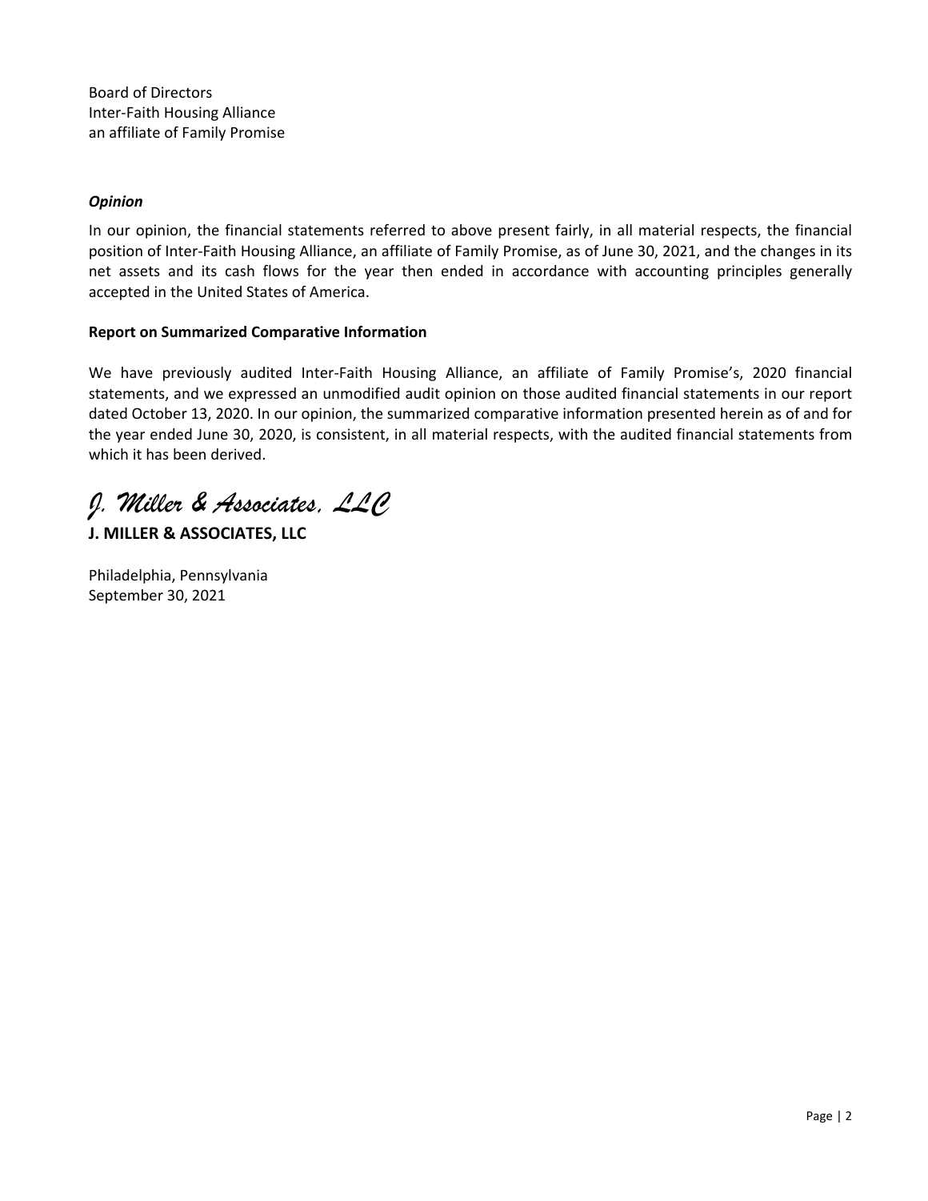Board of Directors
Inter-Faith Housing Alliance
an affiliate of Family Promise

***Opinion***

In our opinion, the financial statements referred to above present fairly, in all material respects, the financial position of Inter-Faith Housing Alliance, an affiliate of Family Promise, as of June 30, 2021, and the changes in its net assets and its cash flows for the year then ended in accordance with accounting principles generally accepted in the United States of America.

**Report on Summarized Comparative Information**

We have previously audited Inter-Faith Housing Alliance, an affiliate of Family Promise's, 2020 financial statements, and we expressed an unmodified audit opinion on those audited financial statements in our report dated October 13, 2020. In our opinion, the summarized comparative information presented herein as of and for the year ended June 30, 2020, is consistent, in all material respects, with the audited financial statements from which it has been derived.

*J. Miller & Associates, LLC*

**J. MILLER & ASSOCIATES, LLC**

Philadelphia, Pennsylvania
September 30, 2021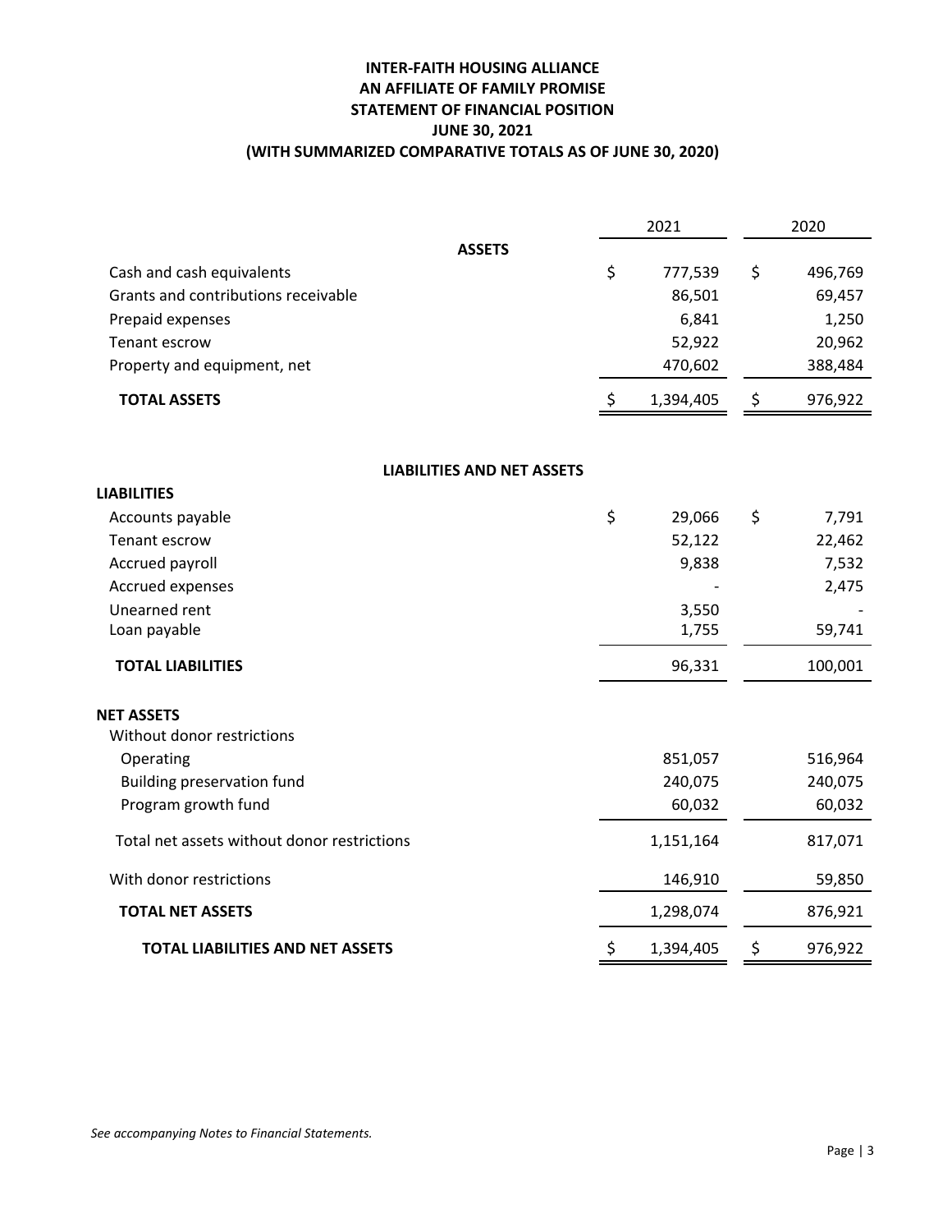# INTER-FAITH HOUSING ALLIANCE
## AN AFFILIATE OF FAMILY PROMISE
## STATEMENT OF FINANCIAL POSITION
## JUNE 30, 2021
## (WITH SUMMARIZED COMPARATIVE TOTALS AS OF JUNE 30, 2020)

| | 2021 | 2020 |
|---|---|---|
| **ASSETS** | | |
| Cash and cash equivalents | $ 777,539 | $ 496,769 |
| Grants and contributions receivable | 86,501 | 69,457 |
| Prepaid expenses | 6,841 | 1,250 |
| Tenant escrow | 52,922 | 20,962 |
| Property and equipment, net | 470,602 | 388,484 |
| **TOTAL ASSETS** | $ 1,394,405 | $ 976,922 |
| | | |
| **LIABILITIES AND NET ASSETS** | | |
| **LIABILITIES** | | |
| Accounts payable | $ 29,066 | $ 7,791 |
| Tenant escrow | 52,122 | 22,462 |
| Accrued payroll | 9,838 | 7,532 |
| Accrued expenses | - | 2,475 |
| Unearned rent | 3,550 | - |
| Loan payable | 1,755 | 59,741 |
| **TOTAL LIABILITIES** | 96,331 | 100,001 |
| | | |
| **NET ASSETS** | | |
| Without donor restrictions | | |
| Operating | 851,057 | 516,964 |
| Building preservation fund | 240,075 | 240,075 |
| Program growth fund | 60,032 | 60,032 |
| Total net assets without donor restrictions | 1,151,164 | 817,071 |
| With donor restrictions | 146,910 | 59,850 |
| **TOTAL NET ASSETS** | 1,298,074 | 876,921 |
| **TOTAL LIABILITIES AND NET ASSETS** | $ 1,394,405 | $ 976,922 |

*See accompanying Notes to Financial Statements.*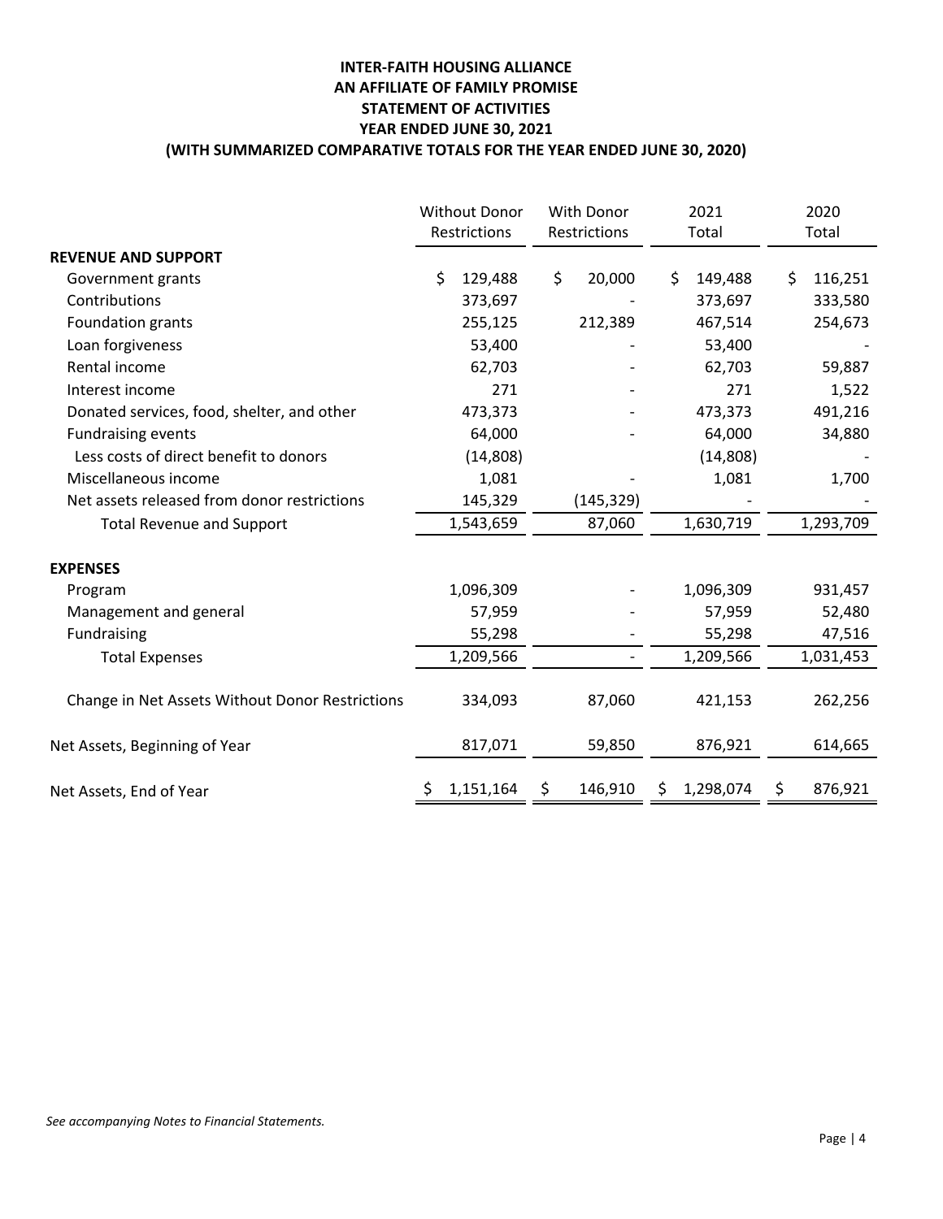**INTER-FAITH HOUSING ALLIANCE**
**AN AFFILIATE OF FAMILY PROMISE**
**STATEMENT OF ACTIVITIES**
**YEAR ENDED JUNE 30, 2021**
**(WITH SUMMARIZED COMPARATIVE TOTALS FOR THE YEAR ENDED JUNE 30, 2020)**

| | Without Donor Restrictions | With Donor Restrictions | 2021 Total | 2020 Total |
|---|---|---|---|---|
| **REVENUE AND SUPPORT** | | | | |
| Government grants | $ 129,488 | $ 20,000 | $ 149,488 | $ 116,251 |
| Contributions | 373,697 | - | 373,697 | 333,580 |
| Foundation grants | 255,125 | 212,389 | 467,514 | 254,673 |
| Loan forgiveness | 53,400 | - | 53,400 | - |
| Rental income | 62,703 | - | 62,703 | 59,887 |
| Interest income | 271 | - | 271 | 1,522 |
| Donated services, food, shelter, and other | 473,373 | - | 473,373 | 491,216 |
| Fundraising events | 64,000 | - | 64,000 | 34,880 |
| Less costs of direct benefit to donors | (14,808) | | (14,808) | - |
| Miscellaneous income | 1,081 | - | 1,081 | 1,700 |
| Net assets released from donor restrictions | 145,329 | (145,329) | - | - |
| Total Revenue and Support | 1,543,659 | 87,060 | 1,630,719 | 1,293,709 |
| **EXPENSES** | | | | |
| Program | 1,096,309 | - | 1,096,309 | 931,457 |
| Management and general | 57,959 | - | 57,959 | 52,480 |
| Fundraising | 55,298 | - | 55,298 | 47,516 |
| Total Expenses | 1,209,566 | - | 1,209,566 | 1,031,453 |
| Change in Net Assets Without Donor Restrictions | 334,093 | 87,060 | 421,153 | 262,256 |
| Net Assets, Beginning of Year | 817,071 | 59,850 | 876,921 | 614,665 |
| Net Assets, End of Year | $ 1,151,164 | $ 146,910 | $ 1,298,074 | $ 876,921 |

*See accompanying Notes to Financial Statements.*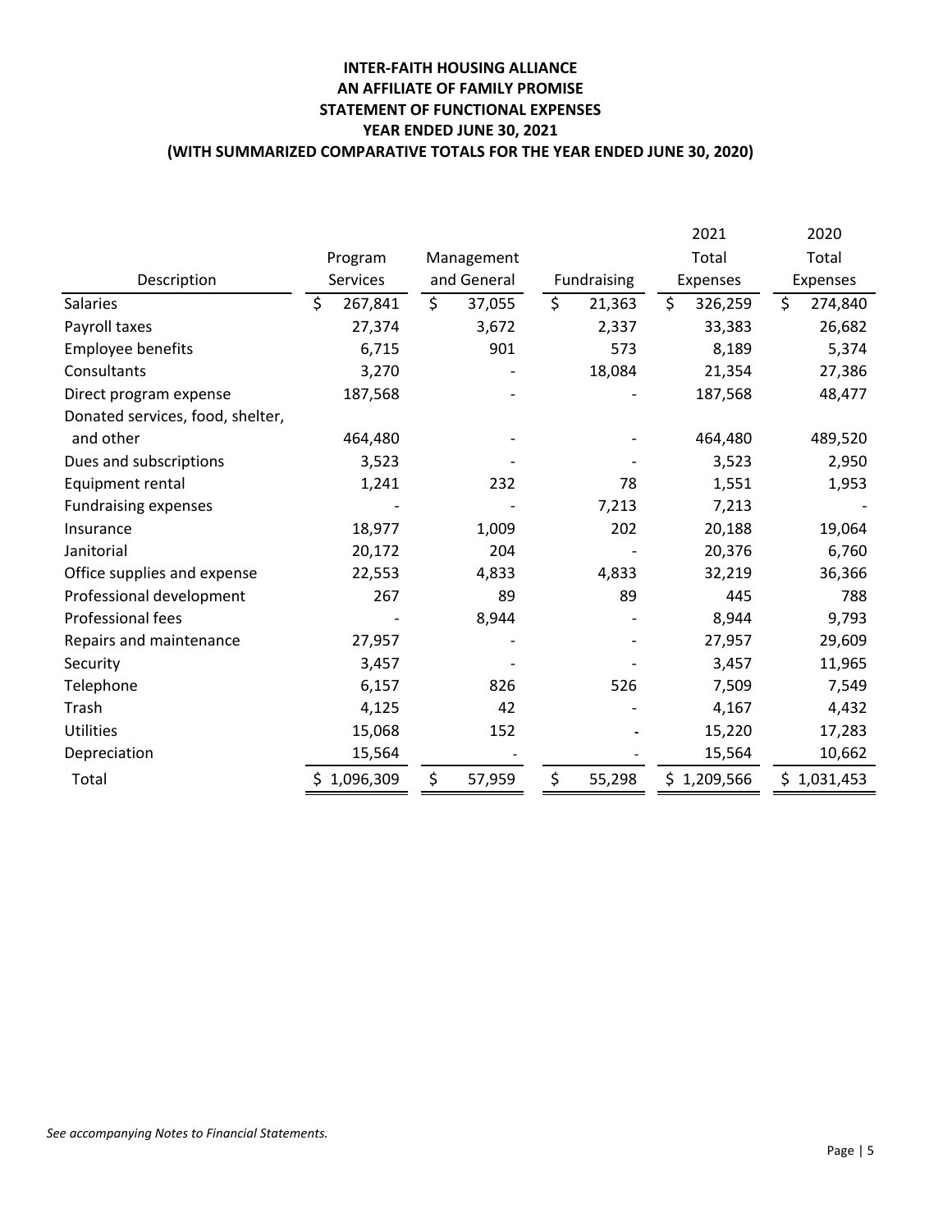**INTER-FAITH HOUSING ALLIANCE**
**AN AFFILIATE OF FAMILY PROMISE**
**STATEMENT OF FUNCTIONAL EXPENSES**
**YEAR ENDED JUNE 30, 2021**
**(WITH SUMMARIZED COMPARATIVE TOTALS FOR THE YEAR ENDED JUNE 30, 2020)**

| Description | Program Services | Management and General | Fundraising | 2021 Total Expenses | 2020 Total Expenses |
|---|---|---|---|---|---|
| Salaries | $ 267,841 | $ 37,055 | $ 21,363 | $ 326,259 | $ 274,840 |
| Payroll taxes | 27,374 | 3,672 | 2,337 | 33,383 | 26,682 |
| Employee benefits | 6,715 | 901 | 573 | 8,189 | 5,374 |
| Consultants | 3,270 | - | 18,084 | 21,354 | 27,386 |
| Direct program expense | 187,568 | - | - | 187,568 | 48,477 |
| Donated services, food, shelter, and other | 464,480 | - | - | 464,480 | 489,520 |
| Dues and subscriptions | 3,523 | - | - | 3,523 | 2,950 |
| Equipment rental | 1,241 | 232 | 78 | 1,551 | 1,953 |
| Fundraising expenses | - | - | 7,213 | 7,213 | - |
| Insurance | 18,977 | 1,009 | 202 | 20,188 | 19,064 |
| Janitorial | 20,172 | 204 | - | 20,376 | 6,760 |
| Office supplies and expense | 22,553 | 4,833 | 4,833 | 32,219 | 36,366 |
| Professional development | 267 | 89 | 89 | 445 | 788 |
| Professional fees | - | 8,944 | - | 8,944 | 9,793 |
| Repairs and maintenance | 27,957 | - | - | 27,957 | 29,609 |
| Security | 3,457 | - | - | 3,457 | 11,965 |
| Telephone | 6,157 | 826 | 526 | 7,509 | 7,549 |
| Trash | 4,125 | 42 | - | 4,167 | 4,432 |
| Utilities | 15,068 | 152 | - | 15,220 | 17,283 |
| Depreciation | 15,564 | - | - | 15,564 | 10,662 |
| Total | $ 1,096,309 | $ 57,959 | $ 55,298 | $ 1,209,566 | $ 1,031,453 |

*See accompanying Notes to Financial Statements.*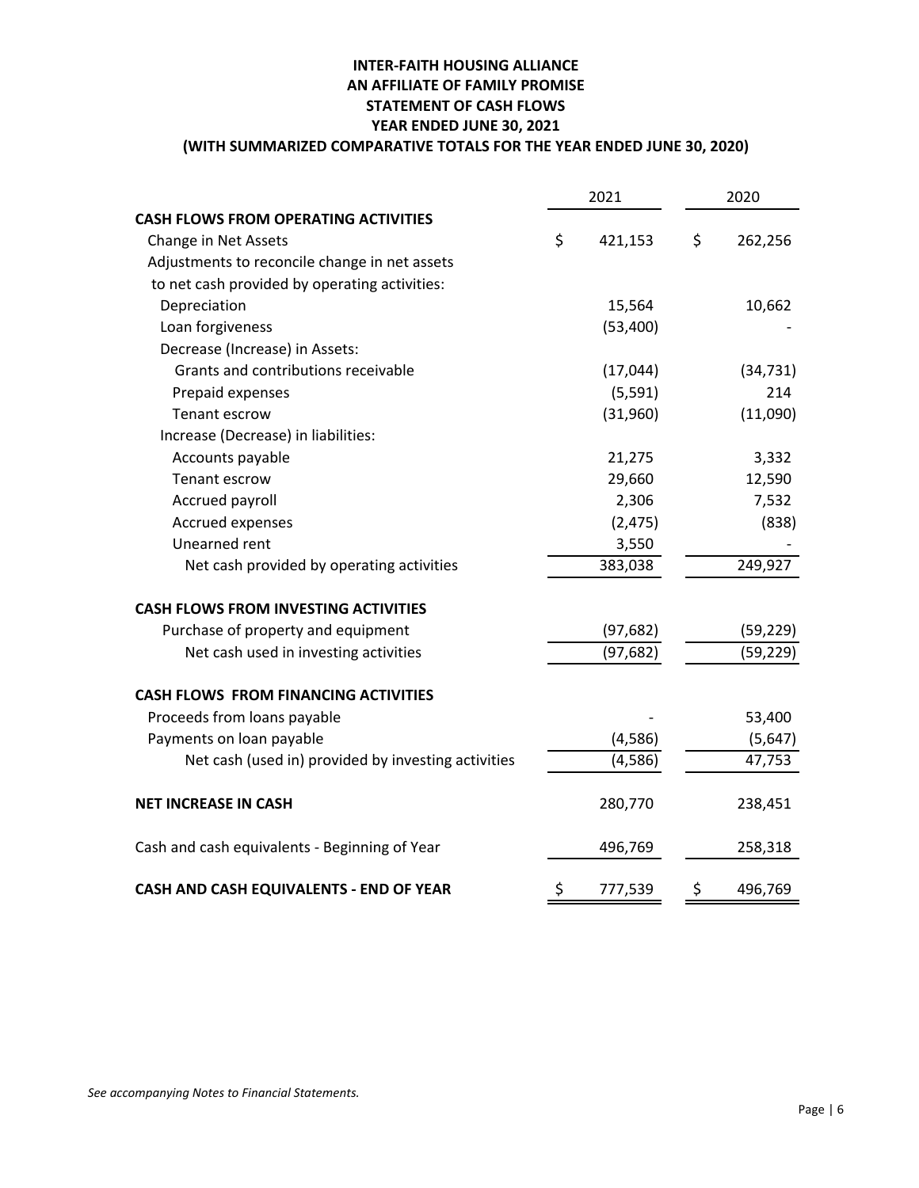# INTER-FAITH HOUSING ALLIANCE
## AN AFFILIATE OF FAMILY PROMISE
## STATEMENT OF CASH FLOWS
## YEAR ENDED JUNE 30, 2021
## (WITH SUMMARIZED COMPARATIVE TOTALS FOR THE YEAR ENDED JUNE 30, 2020)

| | 2021 | 2020 |
|---|---|---|
| **CASH FLOWS FROM OPERATING ACTIVITIES** | | |
| Change in Net Assets | $ 421,153 | $ 262,256 |
| Adjustments to reconcile change in net assets to net cash provided by operating activities: | | |
| Depreciation | 15,564 | 10,662 |
| Loan forgiveness | (53,400) | - |
| Decrease (Increase) in Assets: | | |
| Grants and contributions receivable | (17,044) | (34,731) |
| Prepaid expenses | (5,591) | 214 |
| Tenant escrow | (31,960) | (11,090) |
| Increase (Decrease) in liabilities: | | |
| Accounts payable | 21,275 | 3,332 |
| Tenant escrow | 29,660 | 12,590 |
| Accrued payroll | 2,306 | 7,532 |
| Accrued expenses | (2,475) | (838) |
| Unearned rent | 3,550 | - |
| Net cash provided by operating activities | 383,038 | 249,927 |
| **CASH FLOWS FROM INVESTING ACTIVITIES** | | |
| Purchase of property and equipment | (97,682) | (59,229) |
| Net cash used in investing activities | (97,682) | (59,229) |
| **CASH FLOWS FROM FINANCING ACTIVITIES** | | |
| Proceeds from loans payable | - | 53,400 |
| Payments on loan payable | (4,586) | (5,647) |
| Net cash (used in) provided by investing activities | (4,586) | 47,753 |
| **NET INCREASE IN CASH** | 280,770 | 238,451 |
| Cash and cash equivalents - Beginning of Year | 496,769 | 258,318 |
| **CASH AND CASH EQUIVALENTS - END OF YEAR** | $ 777,539 | $ 496,769 |

*See accompanying Notes to Financial Statements.*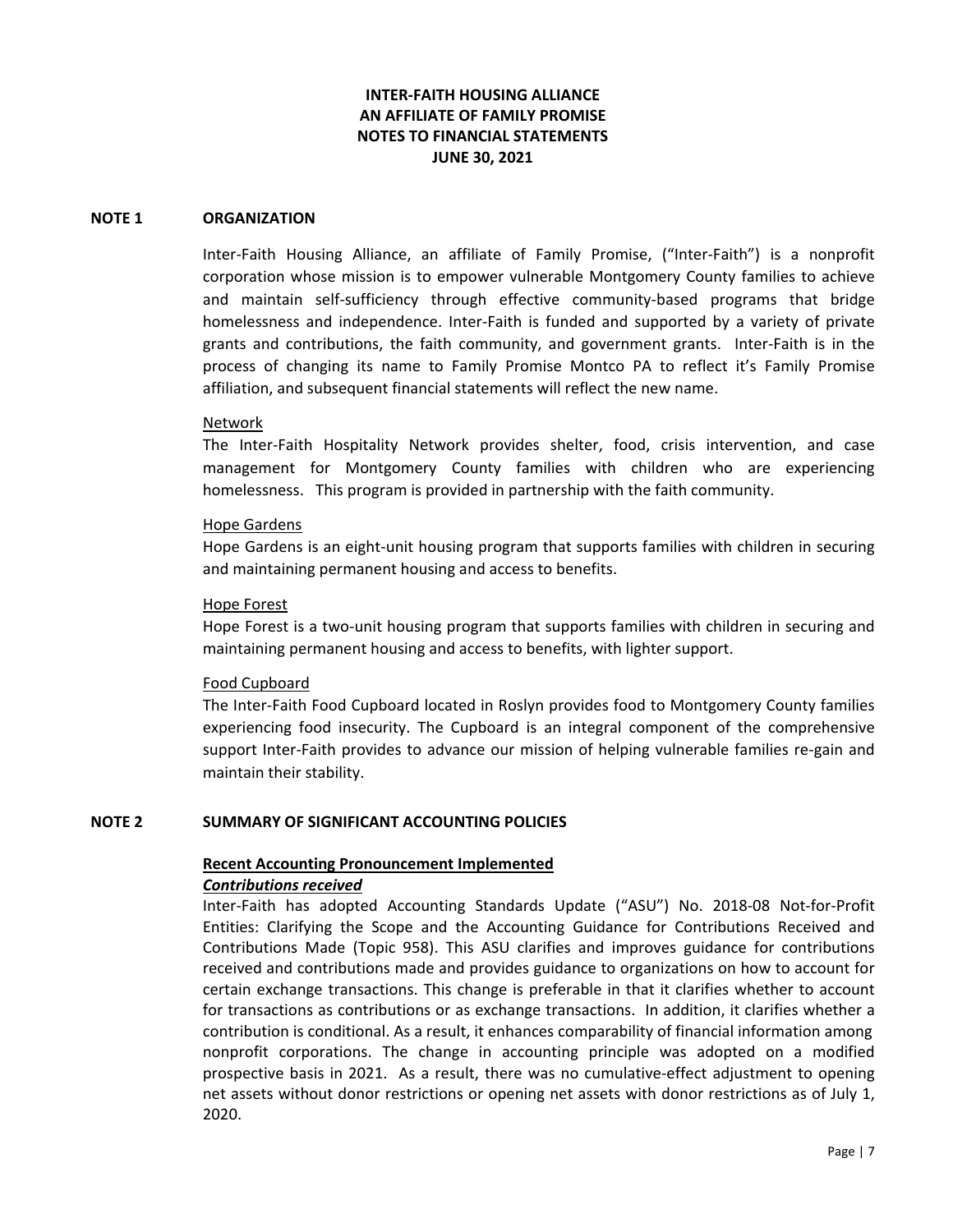**INTER-FAITH HOUSING ALLIANCE**
**AN AFFILIATE OF FAMILY PROMISE**
**NOTES TO FINANCIAL STATEMENTS**
**JUNE 30, 2021**

## NOTE 1 ORGANIZATION

Inter-Faith Housing Alliance, an affiliate of Family Promise, ("Inter-Faith") is a nonprofit corporation whose mission is to empower vulnerable Montgomery County families to achieve and maintain self-sufficiency through effective community-based programs that bridge homelessness and independence. Inter-Faith is funded and supported by a variety of private grants and contributions, the faith community, and government grants. Inter-Faith is in the process of changing its name to Family Promise Montco PA to reflect it's Family Promise affiliation, and subsequent financial statements will reflect the new name.

Network

The Inter-Faith Hospitality Network provides shelter, food, crisis intervention, and case management for Montgomery County families with children who are experiencing homelessness. This program is provided in partnership with the faith community.

Hope Gardens

Hope Gardens is an eight-unit housing program that supports families with children in securing and maintaining permanent housing and access to benefits.

Hope Forest

Hope Forest is a two-unit housing program that supports families with children in securing and maintaining permanent housing and access to benefits, with lighter support.

Food Cupboard

The Inter-Faith Food Cupboard located in Roslyn provides food to Montgomery County families experiencing food insecurity. The Cupboard is an integral component of the comprehensive support Inter-Faith provides to advance our mission of helping vulnerable families re-gain and maintain their stability.

## NOTE 2 SUMMARY OF SIGNIFICANT ACCOUNTING POLICIES

**Recent Accounting Pronouncement Implemented**

***Contributions received***

Inter-Faith has adopted Accounting Standards Update ("ASU") No. 2018-08 Not-for-Profit Entities: Clarifying the Scope and the Accounting Guidance for Contributions Received and Contributions Made (Topic 958). This ASU clarifies and improves guidance for contributions received and contributions made and provides guidance to organizations on how to account for certain exchange transactions. This change is preferable in that it clarifies whether to account for transactions as contributions or as exchange transactions. In addition, it clarifies whether a contribution is conditional. As a result, it enhances comparability of financial information among nonprofit corporations. The change in accounting principle was adopted on a modified prospective basis in 2021. As a result, there was no cumulative-effect adjustment to opening net assets without donor restrictions or opening net assets with donor restrictions as of July 1, 2020.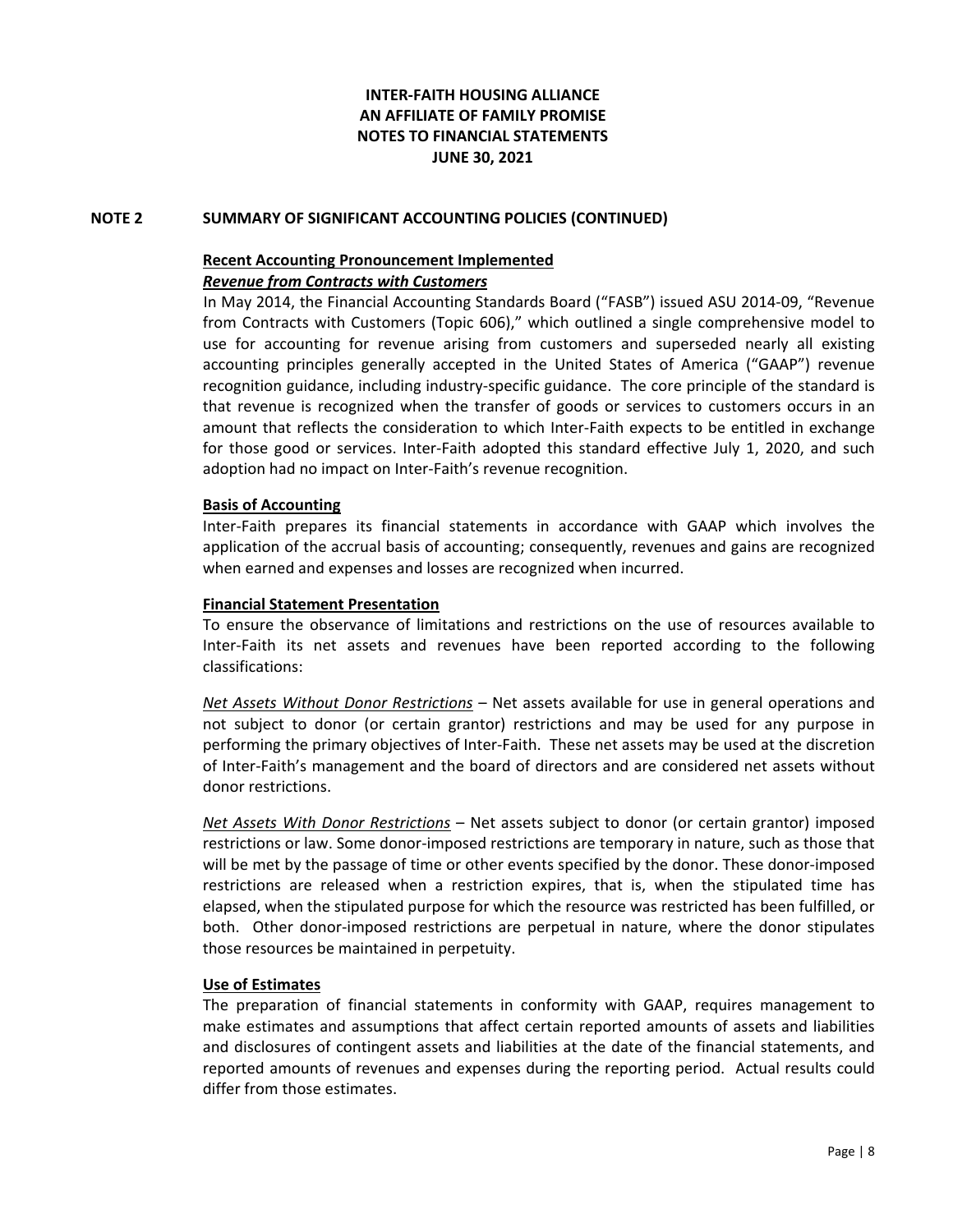# INTER-FAITH HOUSING ALLIANCE
# AN AFFILIATE OF FAMILY PROMISE
# NOTES TO FINANCIAL STATEMENTS
# JUNE 30, 2021

## NOTE 2 SUMMARY OF SIGNIFICANT ACCOUNTING POLICIES (CONTINUED)

### Recent Accounting Pronouncement Implemented

***Revenue from Contracts with Customers***

In May 2014, the Financial Accounting Standards Board ("FASB") issued ASU 2014-09, "Revenue from Contracts with Customers (Topic 606)," which outlined a single comprehensive model to use for accounting for revenue arising from customers and superseded nearly all existing accounting principles generally accepted in the United States of America ("GAAP") revenue recognition guidance, including industry-specific guidance. The core principle of the standard is that revenue is recognized when the transfer of goods or services to customers occurs in an amount that reflects the consideration to which Inter-Faith expects to be entitled in exchange for those good or services. Inter-Faith adopted this standard effective July 1, 2020, and such adoption had no impact on Inter-Faith's revenue recognition.

### Basis of Accounting

Inter-Faith prepares its financial statements in accordance with GAAP which involves the application of the accrual basis of accounting; consequently, revenues and gains are recognized when earned and expenses and losses are recognized when incurred.

### Financial Statement Presentation

To ensure the observance of limitations and restrictions on the use of resources available to Inter-Faith its net assets and revenues have been reported according to the following classifications:

*Net Assets Without Donor Restrictions* – Net assets available for use in general operations and not subject to donor (or certain grantor) restrictions and may be used for any purpose in performing the primary objectives of Inter-Faith. These net assets may be used at the discretion of Inter-Faith's management and the board of directors and are considered net assets without donor restrictions.

*Net Assets With Donor Restrictions* – Net assets subject to donor (or certain grantor) imposed restrictions or law. Some donor-imposed restrictions are temporary in nature, such as those that will be met by the passage of time or other events specified by the donor. These donor-imposed restrictions are released when a restriction expires, that is, when the stipulated time has elapsed, when the stipulated purpose for which the resource was restricted has been fulfilled, or both. Other donor-imposed restrictions are perpetual in nature, where the donor stipulates those resources be maintained in perpetuity.

### Use of Estimates

The preparation of financial statements in conformity with GAAP, requires management to make estimates and assumptions that affect certain reported amounts of assets and liabilities and disclosures of contingent assets and liabilities at the date of the financial statements, and reported amounts of revenues and expenses during the reporting period. Actual results could differ from those estimates.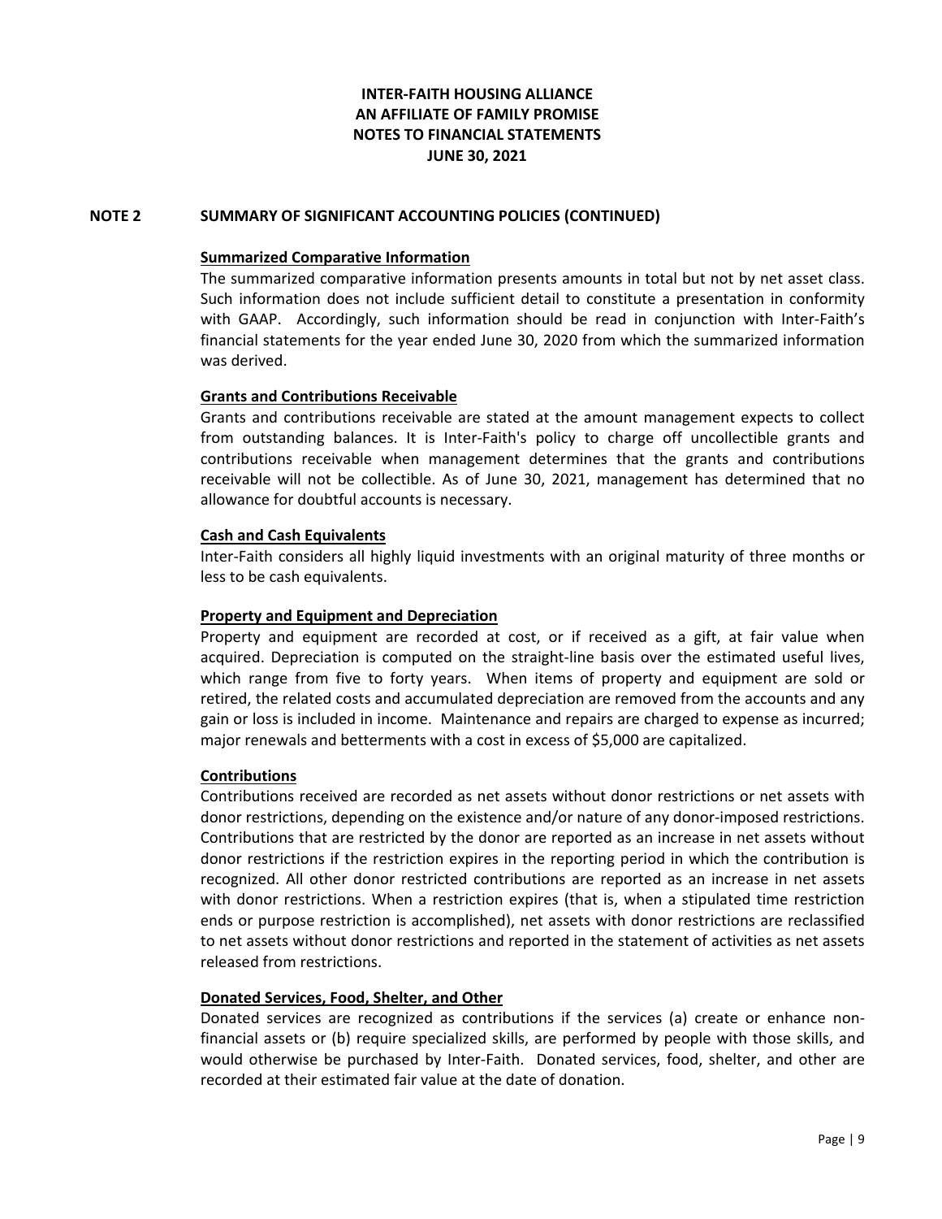# INTER-FAITH HOUSING ALLIANCE
# AN AFFILIATE OF FAMILY PROMISE
# NOTES TO FINANCIAL STATEMENTS
# JUNE 30, 2021

## NOTE 2 SUMMARY OF SIGNIFICANT ACCOUNTING POLICIES (CONTINUED)

### Summarized Comparative Information

The summarized comparative information presents amounts in total but not by net asset class. Such information does not include sufficient detail to constitute a presentation in conformity with GAAP. Accordingly, such information should be read in conjunction with Inter-Faith's financial statements for the year ended June 30, 2020 from which the summarized information was derived.

### Grants and Contributions Receivable

Grants and contributions receivable are stated at the amount management expects to collect from outstanding balances. It is Inter-Faith's policy to charge off uncollectible grants and contributions receivable when management determines that the grants and contributions receivable will not be collectible. As of June 30, 2021, management has determined that no allowance for doubtful accounts is necessary.

### Cash and Cash Equivalents

Inter-Faith considers all highly liquid investments with an original maturity of three months or less to be cash equivalents.

### Property and Equipment and Depreciation

Property and equipment are recorded at cost, or if received as a gift, at fair value when acquired. Depreciation is computed on the straight-line basis over the estimated useful lives, which range from five to forty years. When items of property and equipment are sold or retired, the related costs and accumulated depreciation are removed from the accounts and any gain or loss is included in income. Maintenance and repairs are charged to expense as incurred; major renewals and betterments with a cost in excess of $5,000 are capitalized.

### Contributions

Contributions received are recorded as net assets without donor restrictions or net assets with donor restrictions, depending on the existence and/or nature of any donor-imposed restrictions. Contributions that are restricted by the donor are reported as an increase in net assets without donor restrictions if the restriction expires in the reporting period in which the contribution is recognized. All other donor restricted contributions are reported as an increase in net assets with donor restrictions. When a restriction expires (that is, when a stipulated time restriction ends or purpose restriction is accomplished), net assets with donor restrictions are reclassified to net assets without donor restrictions and reported in the statement of activities as net assets released from restrictions.

### Donated Services, Food, Shelter, and Other

Donated services are recognized as contributions if the services (a) create or enhance non-financial assets or (b) require specialized skills, are performed by people with those skills, and would otherwise be purchased by Inter-Faith. Donated services, food, shelter, and other are recorded at their estimated fair value at the date of donation.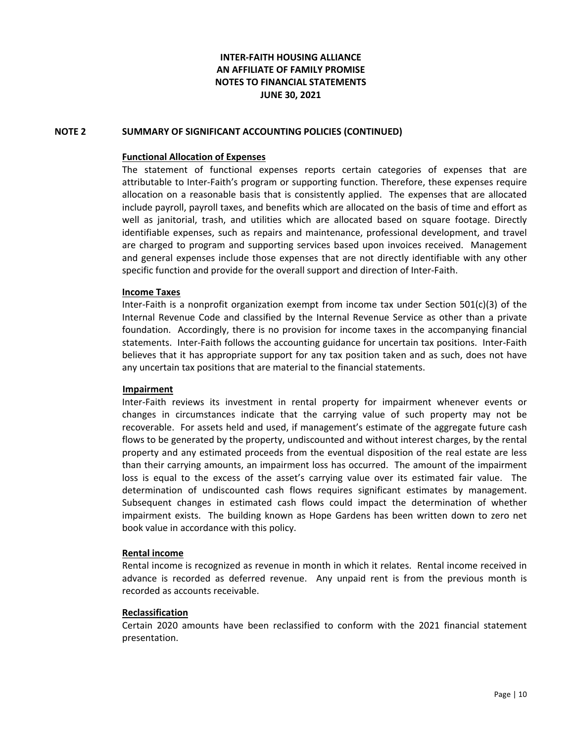# INTER-FAITH HOUSING ALLIANCE
# AN AFFILIATE OF FAMILY PROMISE
# NOTES TO FINANCIAL STATEMENTS
# JUNE 30, 2021

## NOTE 2 SUMMARY OF SIGNIFICANT ACCOUNTING POLICIES (CONTINUED)

**Functional Allocation of Expenses**

The statement of functional expenses reports certain categories of expenses that are attributable to Inter-Faith's program or supporting function. Therefore, these expenses require allocation on a reasonable basis that is consistently applied. The expenses that are allocated include payroll, payroll taxes, and benefits which are allocated on the basis of time and effort as well as janitorial, trash, and utilities which are allocated based on square footage. Directly identifiable expenses, such as repairs and maintenance, professional development, and travel are charged to program and supporting services based upon invoices received. Management and general expenses include those expenses that are not directly identifiable with any other specific function and provide for the overall support and direction of Inter-Faith.

**Income Taxes**

Inter-Faith is a nonprofit organization exempt from income tax under Section 501(c)(3) of the Internal Revenue Code and classified by the Internal Revenue Service as other than a private foundation. Accordingly, there is no provision for income taxes in the accompanying financial statements. Inter-Faith follows the accounting guidance for uncertain tax positions. Inter-Faith believes that it has appropriate support for any tax position taken and as such, does not have any uncertain tax positions that are material to the financial statements.

**Impairment**

Inter-Faith reviews its investment in rental property for impairment whenever events or changes in circumstances indicate that the carrying value of such property may not be recoverable. For assets held and used, if management's estimate of the aggregate future cash flows to be generated by the property, undiscounted and without interest charges, by the rental property and any estimated proceeds from the eventual disposition of the real estate are less than their carrying amounts, an impairment loss has occurred. The amount of the impairment loss is equal to the excess of the asset's carrying value over its estimated fair value. The determination of undiscounted cash flows requires significant estimates by management. Subsequent changes in estimated cash flows could impact the determination of whether impairment exists. The building known as Hope Gardens has been written down to zero net book value in accordance with this policy.

**Rental income**

Rental income is recognized as revenue in month in which it relates. Rental income received in advance is recorded as deferred revenue. Any unpaid rent is from the previous month is recorded as accounts receivable.

**Reclassification**

Certain 2020 amounts have been reclassified to conform with the 2021 financial statement presentation.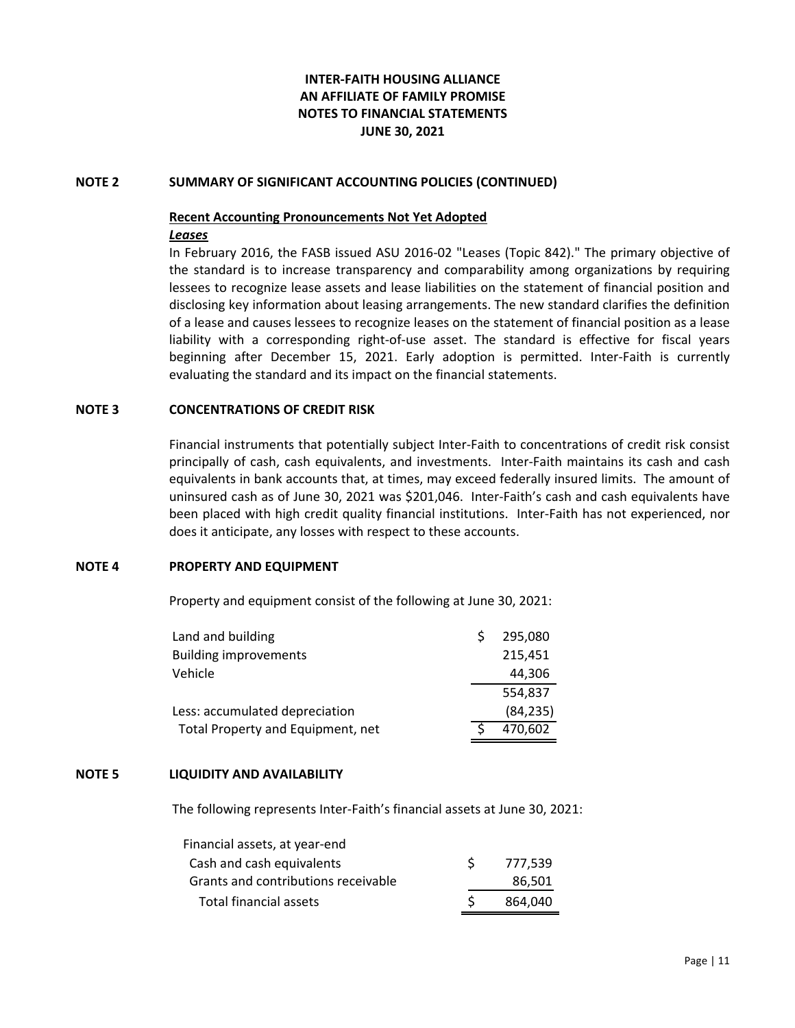# INTER-FAITH HOUSING ALLIANCE
# AN AFFILIATE OF FAMILY PROMISE
# NOTES TO FINANCIAL STATEMENTS
# JUNE 30, 2021

## NOTE 2 SUMMARY OF SIGNIFICANT ACCOUNTING POLICIES (CONTINUED)

**Recent Accounting Pronouncements Not Yet Adopted**

***Leases***

In February 2016, the FASB issued ASU 2016-02 "Leases (Topic 842)." The primary objective of the standard is to increase transparency and comparability among organizations by requiring lessees to recognize lease assets and lease liabilities on the statement of financial position and disclosing key information about leasing arrangements. The new standard clarifies the definition of a lease and causes lessees to recognize leases on the statement of financial position as a lease liability with a corresponding right-of-use asset. The standard is effective for fiscal years beginning after December 15, 2021. Early adoption is permitted. Inter-Faith is currently evaluating the standard and its impact on the financial statements.

## NOTE 3 CONCENTRATIONS OF CREDIT RISK

Financial instruments that potentially subject Inter-Faith to concentrations of credit risk consist principally of cash, cash equivalents, and investments. Inter-Faith maintains its cash and cash equivalents in bank accounts that, at times, may exceed federally insured limits. The amount of uninsured cash as of June 30, 2021 was $201,046. Inter-Faith's cash and cash equivalents have been placed with high credit quality financial institutions. Inter-Faith has not experienced, nor does it anticipate, any losses with respect to these accounts.

## NOTE 4 PROPERTY AND EQUIPMENT

Property and equipment consist of the following at June 30, 2021:

| | |
|---|---|
| Land and building | $ 295,080 |
| Building improvements | 215,451 |
| Vehicle | 44,306 |
| | 554,837 |
| Less: accumulated depreciation | (84,235) |
| Total Property and Equipment, net | $ 470,602 |

## NOTE 5 LIQUIDITY AND AVAILABILITY

The following represents Inter-Faith's financial assets at June 30, 2021:

| | |
|---|---|
| Financial assets, at year-end | |
| Cash and cash equivalents | $ 777,539 |
| Grants and contributions receivable | 86,501 |
| Total financial assets | $ 864,040 |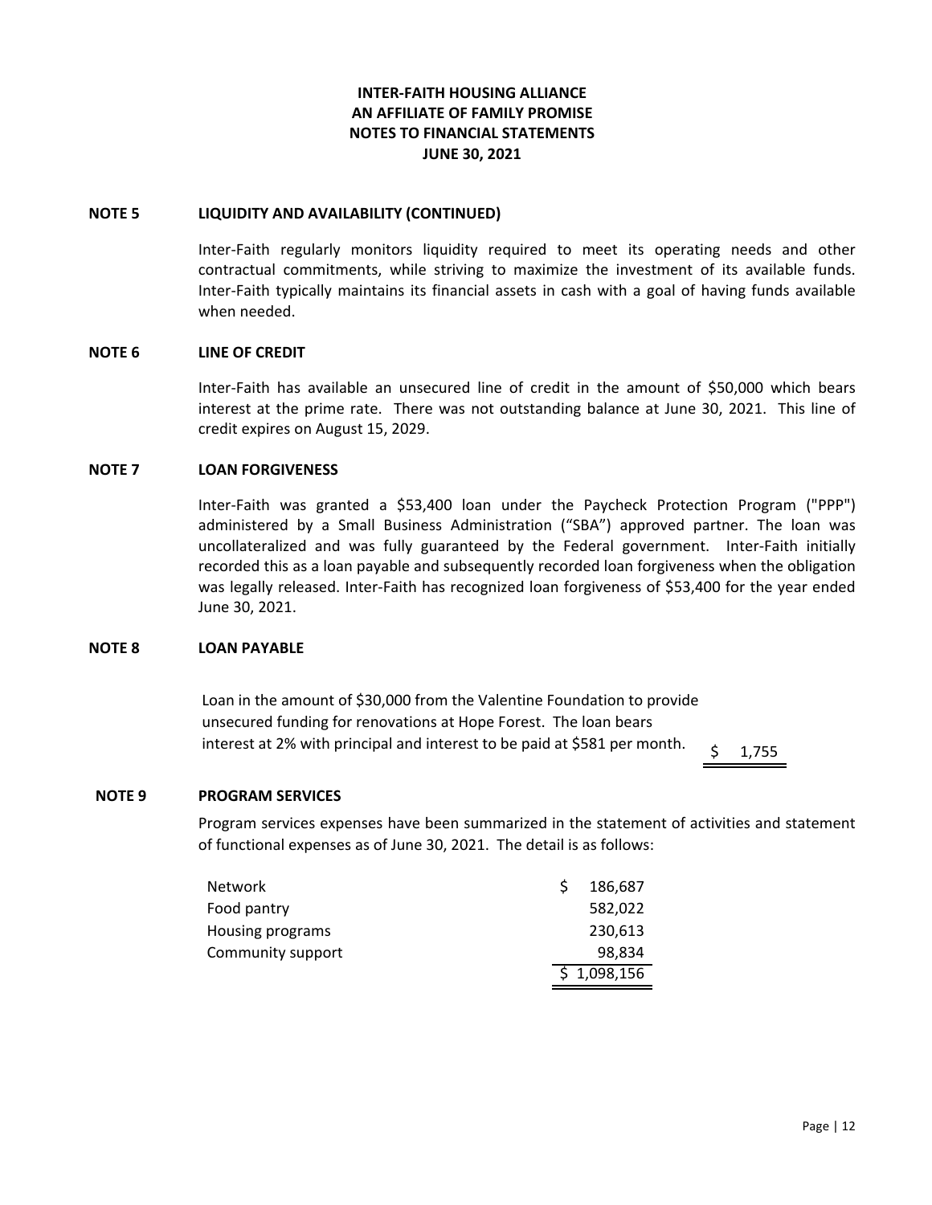# INTER-FAITH HOUSING ALLIANCE
# AN AFFILIATE OF FAMILY PROMISE
# NOTES TO FINANCIAL STATEMENTS
# JUNE 30, 2021

## NOTE 5 LIQUIDITY AND AVAILABILITY (CONTINUED)

Inter-Faith regularly monitors liquidity required to meet its operating needs and other contractual commitments, while striving to maximize the investment of its available funds. Inter-Faith typically maintains its financial assets in cash with a goal of having funds available when needed.

## NOTE 6 LINE OF CREDIT

Inter-Faith has available an unsecured line of credit in the amount of $50,000 which bears interest at the prime rate. There was not outstanding balance at June 30, 2021. This line of credit expires on August 15, 2029.

## NOTE 7 LOAN FORGIVENESS

Inter-Faith was granted a $53,400 loan under the Paycheck Protection Program ("PPP") administered by a Small Business Administration ("SBA") approved partner. The loan was uncollateralized and was fully guaranteed by the Federal government. Inter-Faith initially recorded this as a loan payable and subsequently recorded loan forgiveness when the obligation was legally released. Inter-Faith has recognized loan forgiveness of $53,400 for the year ended June 30, 2021.

## NOTE 8 LOAN PAYABLE

| | |
|---|---|
| Loan in the amount of $30,000 from the Valentine Foundation to provide unsecured funding for renovations at Hope Forest. The loan bears interest at 2% with principal and interest to be paid at $581 per month. | $ 1,755 |

## NOTE 9 PROGRAM SERVICES

Program services expenses have been summarized in the statement of activities and statement of functional expenses as of June 30, 2021. The detail is as follows:

| | |
|---|---|
| Network | $ 186,687 |
| Food pantry | 582,022 |
| Housing programs | 230,613 |
| Community support | 98,834 |
| | $ 1,098,156 |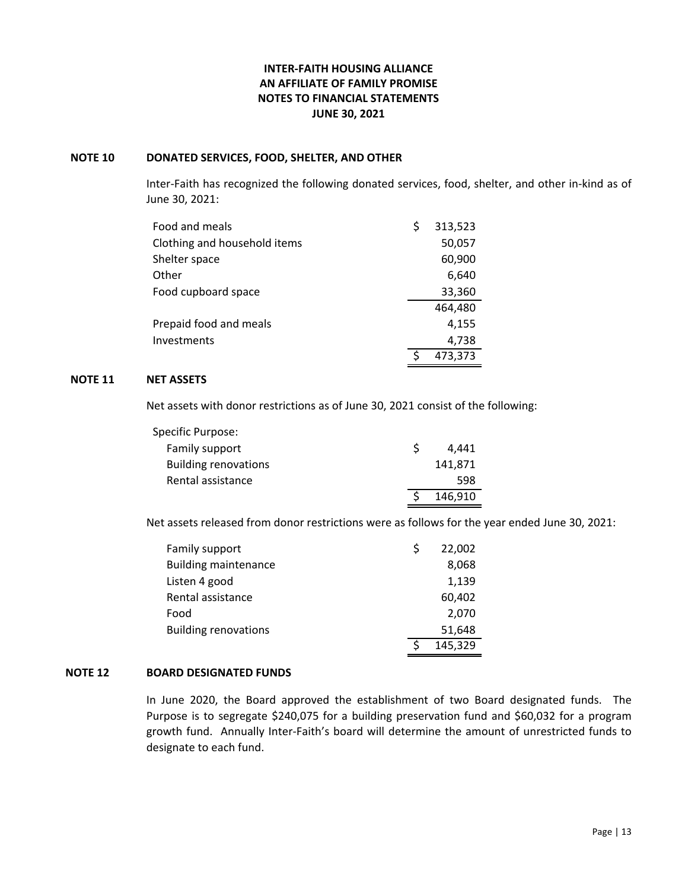**INTER-FAITH HOUSING ALLIANCE**
**AN AFFILIATE OF FAMILY PROMISE**
**NOTES TO FINANCIAL STATEMENTS**
**JUNE 30, 2021**

## NOTE 10 DONATED SERVICES, FOOD, SHELTER, AND OTHER

Inter-Faith has recognized the following donated services, food, shelter, and other in-kind as of June 30, 2021:

| | |
|---|---|
| Food and meals | $ 313,523 |
| Clothing and household items | 50,057 |
| Shelter space | 60,900 |
| Other | 6,640 |
| Food cupboard space | 33,360 |
| | 464,480 |
| Prepaid food and meals | 4,155 |
| Investments | 4,738 |
| | $ 473,373 |

## NOTE 11 NET ASSETS

Net assets with donor restrictions as of June 30, 2021 consist of the following:

| | |
|---|---|
| Specific Purpose: | |
| Family support | $ 4,441 |
| Building renovations | 141,871 |
| Rental assistance | 598 |
| | $ 146,910 |

Net assets released from donor restrictions were as follows for the year ended June 30, 2021:

| | |
|---|---|
| Family support | $ 22,002 |
| Building maintenance | 8,068 |
| Listen 4 good | 1,139 |
| Rental assistance | 60,402 |
| Food | 2,070 |
| Building renovations | 51,648 |
| | $ 145,329 |

## NOTE 12 BOARD DESIGNATED FUNDS

In June 2020, the Board approved the establishment of two Board designated funds. The Purpose is to segregate $240,075 for a building preservation fund and $60,032 for a program growth fund. Annually Inter-Faith's board will determine the amount of unrestricted funds to designate to each fund.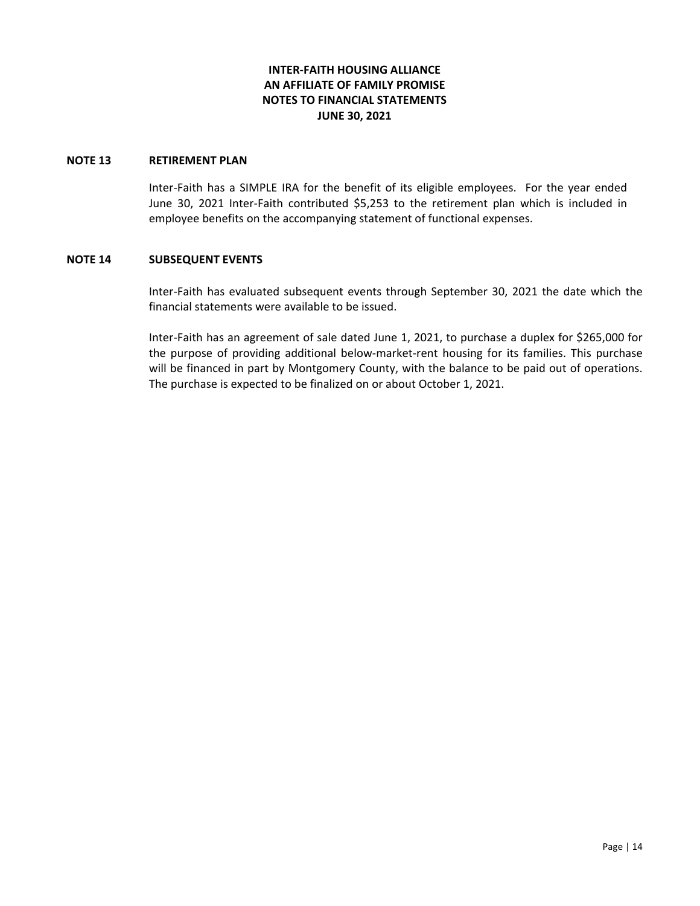# INTER-FAITH HOUSING ALLIANCE
# AN AFFILIATE OF FAMILY PROMISE
# NOTES TO FINANCIAL STATEMENTS
# JUNE 30, 2021

## NOTE 13 RETIREMENT PLAN

Inter-Faith has a SIMPLE IRA for the benefit of its eligible employees. For the year ended June 30, 2021 Inter-Faith contributed $5,253 to the retirement plan which is included in employee benefits on the accompanying statement of functional expenses.

## NOTE 14 SUBSEQUENT EVENTS

Inter-Faith has evaluated subsequent events through September 30, 2021 the date which the financial statements were available to be issued.

Inter-Faith has an agreement of sale dated June 1, 2021, to purchase a duplex for $265,000 for the purpose of providing additional below-market-rent housing for its families. This purchase will be financed in part by Montgomery County, with the balance to be paid out of operations. The purchase is expected to be finalized on or about October 1, 2021.